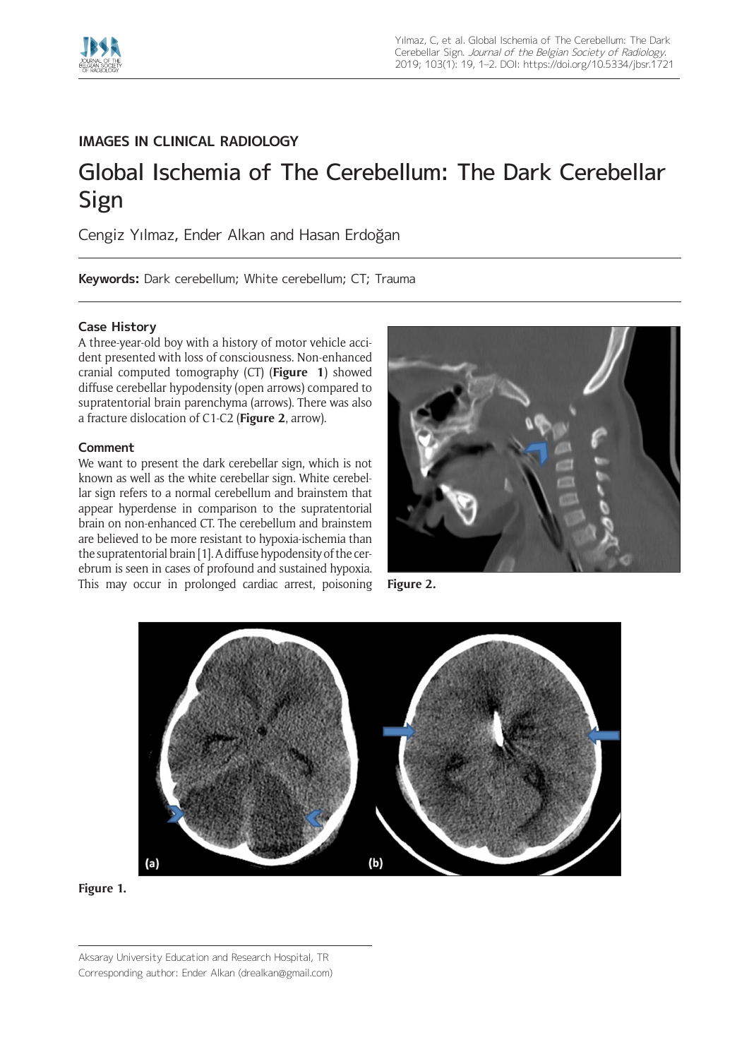IMAGES IN CLINICAL RADIOLOGY

# Global Ischemia of The Cerebellum: The Dark Cerebellar Sign

Cengiz Yılmaz, Ender Alkan and Hasan Erdoğan

**Keywords:** Dark cerebellum; White cerebellum; CT; Trauma

## Case History

A three-year-old boy with a history of motor vehicle accident presented with loss of consciousness. Non-enhanced cranial computed tomography (CT) (**Figure 1**) showed diffuse cerebellar hypodensity (open arrows) compared to supratentorial brain parenchyma (arrows). There was also a fracture dislocation of C1-C2 (**Figure 2**, arrow).

## Comment

We want to present the dark cerebellar sign, which is not known as well as the white cerebellar sign. White cerebellar sign refers to a normal cerebellum and brainstem that appear hyperdense in comparison to the supratentorial brain on non-enhanced CT. The cerebellum and brainstem are believed to be more resistant to hypoxia-ischemia than the supratentorial brain [1]. A diffuse hypodensity of the cerebrum is seen in cases of profound and sustained hypoxia. This may occur in prolonged cardiac arrest, poisoning

**Figure 2.**

**Figure 1.**

Aksaray University Education and Research Hospital, TR

Corresponding author: Ender Alkan (drealkan@gmail.com)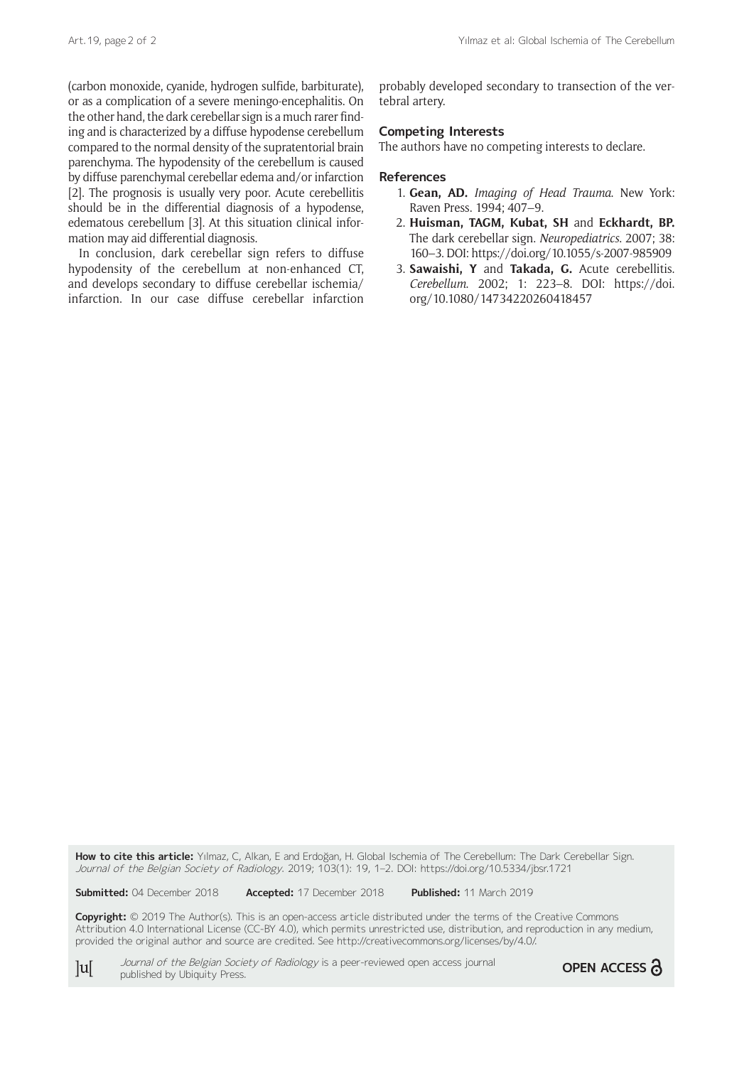(carbon monoxide, cyanide, hydrogen sulfide, barbiturate), or as a complication of a severe meningo-encephalitis. On the other hand, the dark cerebellar sign is a much rarer finding and is characterized by a diffuse hypodense cerebellum compared to the normal density of the supratentorial brain parenchyma. The hypodensity of the cerebellum is caused by diffuse parenchymal cerebellar edema and/or infarction [2]. The prognosis is usually very poor. Acute cerebellitis should be in the differential diagnosis of a hypodense, edematous cerebellum [3]. At this situation clinical information may aid differential diagnosis.

In conclusion, dark cerebellar sign refers to diffuse hypodensity of the cerebellum at non-enhanced CT, and develops secondary to diffuse cerebellar ischemia/infarction. In our case diffuse cerebellar infarction probably developed secondary to transection of the vertebral artery.

## Competing Interests

The authors have no competing interests to declare.

## References

1. **Gean, AD.** *Imaging of Head Trauma*. New York: Raven Press. 1994; 407–9.
2. **Huisman, TAGM, Kubat, SH** and **Eckhardt, BP.** The dark cerebellar sign. *Neuropediatrics*. 2007; 38: 160–3. DOI: https://doi.org/10.1055/s-2007-985909
3. **Sawaishi, Y** and **Takada, G.** Acute cerebellitis. *Cerebellum*. 2002; 1: 223–8. DOI: https://doi.org/10.1080/14734220260418457

**How to cite this article:** Yılmaz, C, Alkan, E and Erdoğan, H. Global Ischemia of The Cerebellum: The Dark Cerebellar Sign. *Journal of the Belgian Society of Radiology*. 2019; 103(1): 19, 1–2. DOI: https://doi.org/10.5334/jbsr.1721

**Submitted:** 04 December 2018 **Accepted:** 17 December 2018 **Published:** 11 March 2019

**Copyright:** © 2019 The Author(s). This is an open-access article distributed under the terms of the Creative Commons Attribution 4.0 International License (CC-BY 4.0), which permits unrestricted use, distribution, and reproduction in any medium, provided the original author and source are credited. See http://creativecommons.org/licenses/by/4.0/.

*Journal of the Belgian Society of Radiology* is a peer-reviewed open access journal published by Ubiquity Press.

OPEN ACCESS